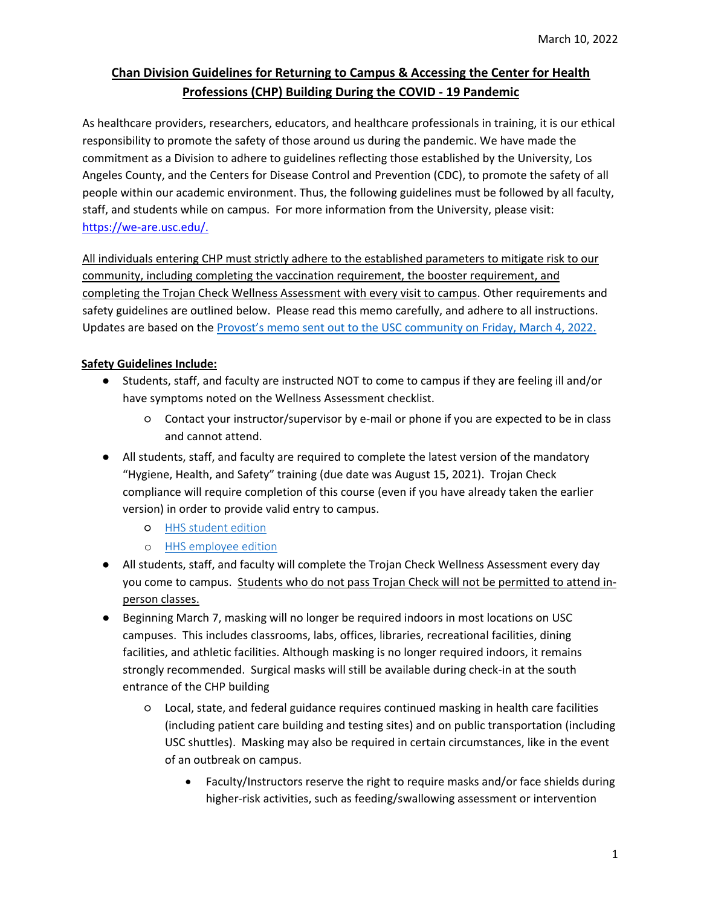March 10, 2022

# Chan Division Guidelines for Returning to Campus & Accessing the Center for Health Professions (CHP) Building During the COVID - 19 Pandemic

As healthcare providers, researchers, educators, and healthcare professionals in training, it is our ethical responsibility to promote the safety of those around us during the pandemic. We have made the commitment as a Division to adhere to guidelines reflecting those established by the University, Los Angeles County, and the Centers for Disease Control and Prevention (CDC), to promote the safety of all people within our academic environment. Thus, the following guidelines must be followed by all faculty, staff, and students while on campus. For more information from the University, please visit: [https://we-are.usc.edu/.](https://we-are.usc.edu/)

<u>All individuals entering CHP must strictly adhere to the established parameters to mitigate risk to our community, including completing the vaccination requirement, the booster requirement, and completing the Trojan Check Wellness Assessment with every visit to campus</u>. Other requirements and safety guidelines are outlined below. Please read this memo carefully, and adhere to all instructions. Updates are based on the Provost's memo sent out to the USC community on Friday, March 4, 2022.

**Safety Guidelines Include:**

- Students, staff, and faculty are instructed NOT to come to campus if they are feeling ill and/or have symptoms noted on the Wellness Assessment checklist.
  - Contact your instructor/supervisor by e-mail or phone if you are expected to be in class and cannot attend.
- All students, staff, and faculty are required to complete the latest version of the mandatory "Hygiene, Health, and Safety" training (due date was August 15, 2021). Trojan Check compliance will require completion of this course (even if you have already taken the earlier version) in order to provide valid entry to campus.
  - HHS student edition
  - HHS employee edition
- All students, staff, and faculty will complete the Trojan Check Wellness Assessment every day you come to campus. <u>Students who do not pass Trojan Check will not be permitted to attend in-person classes.</u>
- Beginning March 7, masking will no longer be required indoors in most locations on USC campuses. This includes classrooms, labs, offices, libraries, recreational facilities, dining facilities, and athletic facilities. Although masking is no longer required indoors, it remains strongly recommended. Surgical masks will still be available during check-in at the south entrance of the CHP building
  - Local, state, and federal guidance requires continued masking in health care facilities (including patient care building and testing sites) and on public transportation (including USC shuttles). Masking may also be required in certain circumstances, like in the event of an outbreak on campus.
    - Faculty/Instructors reserve the right to require masks and/or face shields during higher-risk activities, such as feeding/swallowing assessment or intervention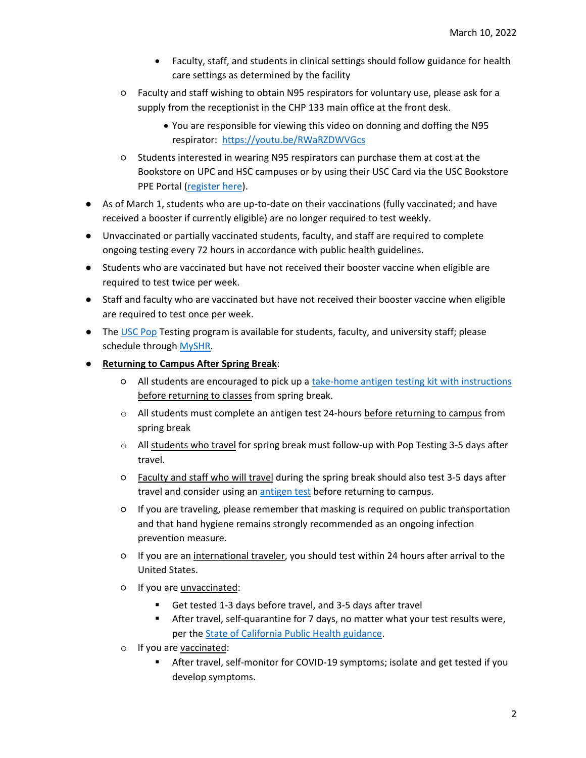- Faculty, staff, and students in clinical settings should follow guidance for health care settings as determined by the facility
  - Faculty and staff wishing to obtain N95 respirators for voluntary use, please ask for a supply from the receptionist in the CHP 133 main office at the front desk.
    - You are responsible for viewing this video on donning and doffing the N95 respirator: [https://youtu.be/RWaRZDWVGcs](https://youtu.be/RWaRZDWVGcs)
  - Students interested in wearing N95 respirators can purchase them at cost at the Bookstore on UPC and HSC campuses or by using their USC Card via the USC Bookstore PPE Portal (register here).
- As of March 1, students who are up-to-date on their vaccinations (fully vaccinated; and have received a booster if currently eligible) are no longer required to test weekly.
- Unvaccinated or partially vaccinated students, faculty, and staff are required to complete ongoing testing every 72 hours in accordance with public health guidelines.
- Students who are vaccinated but have not received their booster vaccine when eligible are required to test twice per week.
- Staff and faculty who are vaccinated but have not received their booster vaccine when eligible are required to test once per week.
- The USC Pop Testing program is available for students, faculty, and university staff; please schedule through MySHR.
- **Returning to Campus After Spring Break**:
  - All students are encouraged to pick up a take-home antigen testing kit with instructions before returning to classes from spring break.
  - All students must complete an antigen test 24-hours before returning to campus from spring break
  - All students who travel for spring break must follow-up with Pop Testing 3-5 days after travel.
  - Faculty and staff who will travel during the spring break should also test 3-5 days after travel and consider using an antigen test before returning to campus.
  - If you are traveling, please remember that masking is required on public transportation and that hand hygiene remains strongly recommended as an ongoing infection prevention measure.
  - If you are an international traveler, you should test within 24 hours after arrival to the United States.
  - If you are unvaccinated:
    - Get tested 1-3 days before travel, and 3-5 days after travel
    - After travel, self-quarantine for 7 days, no matter what your test results were, per the State of California Public Health guidance.
  - If you are vaccinated:
    - After travel, self-monitor for COVID-19 symptoms; isolate and get tested if you develop symptoms.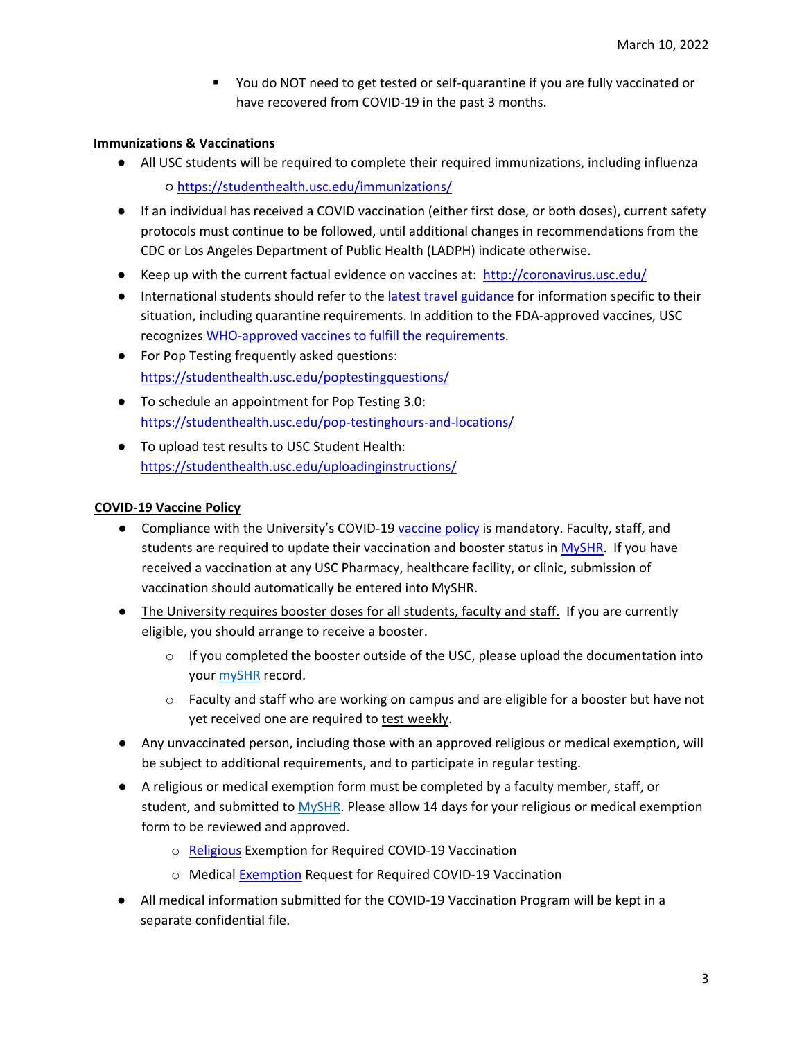- You do NOT need to get tested or self-quarantine if you are fully vaccinated or have recovered from COVID-19 in the past 3 months.

**Immunizations & Vaccinations**

- All USC students will be required to complete their required immunizations, including influenza
  - https://studenthealth.usc.edu/immunizations/
- If an individual has received a COVID vaccination (either first dose, or both doses), current safety protocols must continue to be followed, until additional changes in recommendations from the CDC or Los Angeles Department of Public Health (LADPH) indicate otherwise.
- Keep up with the current factual evidence on vaccines at: http://coronavirus.usc.edu/
- International students should refer to the latest travel guidance for information specific to their situation, including quarantine requirements. In addition to the FDA-approved vaccines, USC recognizes WHO-approved vaccines to fulfill the requirements.
- For Pop Testing frequently asked questions: https://studenthealth.usc.edu/poptestingquestions/
- To schedule an appointment for Pop Testing 3.0: https://studenthealth.usc.edu/pop-testinghours-and-locations/
- To upload test results to USC Student Health: https://studenthealth.usc.edu/uploadinginstructions/

**COVID-19 Vaccine Policy**

- Compliance with the University's COVID-19 vaccine policy is mandatory. Faculty, staff, and students are required to update their vaccination and booster status in MySHR. If you have received a vaccination at any USC Pharmacy, healthcare facility, or clinic, submission of vaccination should automatically be entered into MySHR.
- The University requires booster doses for all students, faculty and staff. If you are currently eligible, you should arrange to receive a booster.
  - If you completed the booster outside of the USC, please upload the documentation into your mySHR record.
  - Faculty and staff who are working on campus and are eligible for a booster but have not yet received one are required to test weekly.
- Any unvaccinated person, including those with an approved religious or medical exemption, will be subject to additional requirements, and to participate in regular testing.
- A religious or medical exemption form must be completed by a faculty member, staff, or student, and submitted to MySHR. Please allow 14 days for your religious or medical exemption form to be reviewed and approved.
  - Religious Exemption for Required COVID-19 Vaccination
  - Medical Exemption Request for Required COVID-19 Vaccination
- All medical information submitted for the COVID-19 Vaccination Program will be kept in a separate confidential file.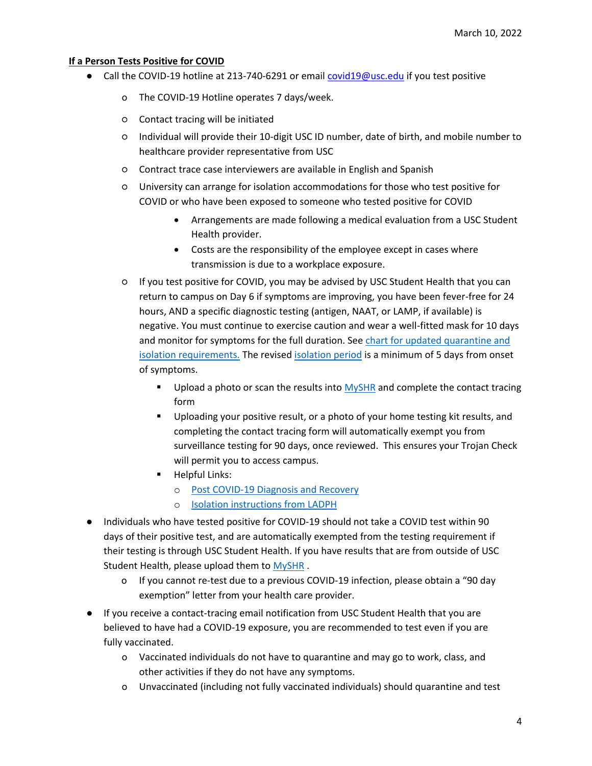**If a Person Tests Positive for COVID**

- Call the COVID-19 hotline at 213-740-6291 or email covid19@usc.edu if you test positive
  - The COVID-19 Hotline operates 7 days/week.
  - Contact tracing will be initiated
  - Individual will provide their 10-digit USC ID number, date of birth, and mobile number to healthcare provider representative from USC
  - Contract trace case interviewers are available in English and Spanish
  - University can arrange for isolation accommodations for those who test positive for COVID or who have been exposed to someone who tested positive for COVID
    - Arrangements are made following a medical evaluation from a USC Student Health provider.
    - Costs are the responsibility of the employee except in cases where transmission is due to a workplace exposure.
  - If you test positive for COVID, you may be advised by USC Student Health that you can return to campus on Day 6 if symptoms are improving, you have been fever-free for 24 hours, AND a specific diagnostic testing (antigen, NAAT, or LAMP, if available) is negative. You must continue to exercise caution and wear a well-fitted mask for 10 days and monitor for symptoms for the full duration. See chart for updated quarantine and isolation requirements. The revised isolation period is a minimum of 5 days from onset of symptoms.
    - Upload a photo or scan the results into MySHR and complete the contact tracing form
    - Uploading your positive result, or a photo of your home testing kit results, and completing the contact tracing form will automatically exempt you from surveillance testing for 90 days, once reviewed. This ensures your Trojan Check will permit you to access campus.
    - Helpful Links:
      - Post COVID-19 Diagnosis and Recovery
      - Isolation instructions from LADPH
- Individuals who have tested positive for COVID-19 should not take a COVID test within 90 days of their positive test, and are automatically exempted from the testing requirement if their testing is through USC Student Health. If you have results that are from outside of USC Student Health, please upload them to MySHR .
  - If you cannot re-test due to a previous COVID-19 infection, please obtain a "90 day exemption" letter from your health care provider.
- If you receive a contact-tracing email notification from USC Student Health that you are believed to have had a COVID-19 exposure, you are recommended to test even if you are fully vaccinated.
  - Vaccinated individuals do not have to quarantine and may go to work, class, and other activities if they do not have any symptoms.
  - Unvaccinated (including not fully vaccinated individuals) should quarantine and test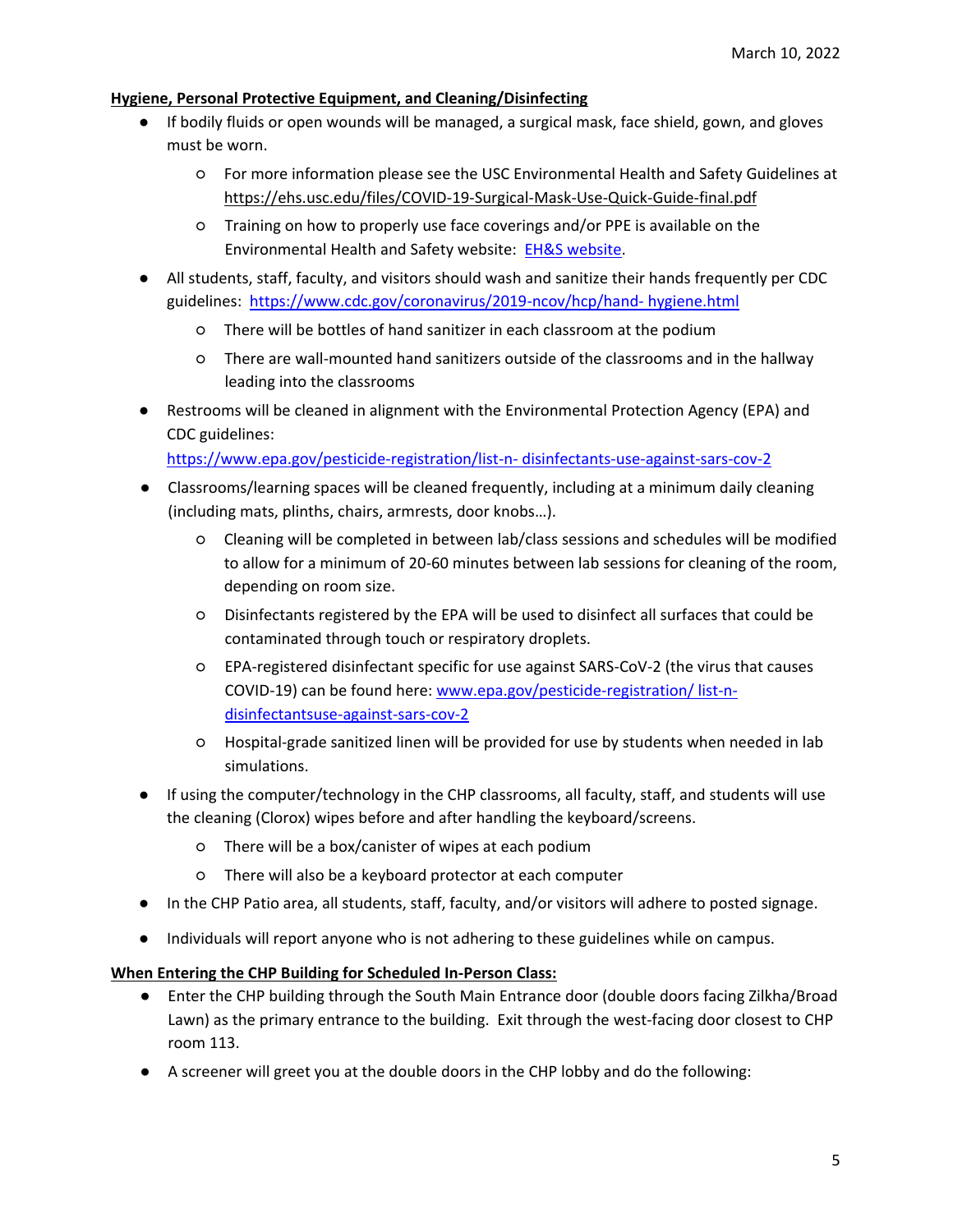**Hygiene, Personal Protective Equipment, and Cleaning/Disinfecting**

- If bodily fluids or open wounds will be managed, a surgical mask, face shield, gown, and gloves must be worn.
    - For more information please see the USC Environmental Health and Safety Guidelines at https://ehs.usc.edu/files/COVID-19-Surgical-Mask-Use-Quick-Guide-final.pdf
    - Training on how to properly use face coverings and/or PPE is available on the Environmental Health and Safety website: EH&S website.
- All students, staff, faculty, and visitors should wash and sanitize their hands frequently per CDC guidelines: https://www.cdc.gov/coronavirus/2019-ncov/hcp/hand- hygiene.html
    - There will be bottles of hand sanitizer in each classroom at the podium
    - There are wall-mounted hand sanitizers outside of the classrooms and in the hallway leading into the classrooms
- Restrooms will be cleaned in alignment with the Environmental Protection Agency (EPA) and CDC guidelines: https://www.epa.gov/pesticide-registration/list-n- disinfectants-use-against-sars-cov-2
- Classrooms/learning spaces will be cleaned frequently, including at a minimum daily cleaning (including mats, plinths, chairs, armrests, door knobs…).
    - Cleaning will be completed in between lab/class sessions and schedules will be modified to allow for a minimum of 20-60 minutes between lab sessions for cleaning of the room, depending on room size.
    - Disinfectants registered by the EPA will be used to disinfect all surfaces that could be contaminated through touch or respiratory droplets.
    - EPA-registered disinfectant specific for use against SARS-CoV-2 (the virus that causes COVID-19) can be found here: www.epa.gov/pesticide-registration/ list-n-disinfectantsuse-against-sars-cov-2
    - Hospital-grade sanitized linen will be provided for use by students when needed in lab simulations.
- If using the computer/technology in the CHP classrooms, all faculty, staff, and students will use the cleaning (Clorox) wipes before and after handling the keyboard/screens.
    - There will be a box/canister of wipes at each podium
    - There will also be a keyboard protector at each computer
- In the CHP Patio area, all students, staff, faculty, and/or visitors will adhere to posted signage.
- Individuals will report anyone who is not adhering to these guidelines while on campus.

**When Entering the CHP Building for Scheduled In-Person Class:**

- Enter the CHP building through the South Main Entrance door (double doors facing Zilkha/Broad Lawn) as the primary entrance to the building. Exit through the west-facing door closest to CHP room 113.
- A screener will greet you at the double doors in the CHP lobby and do the following: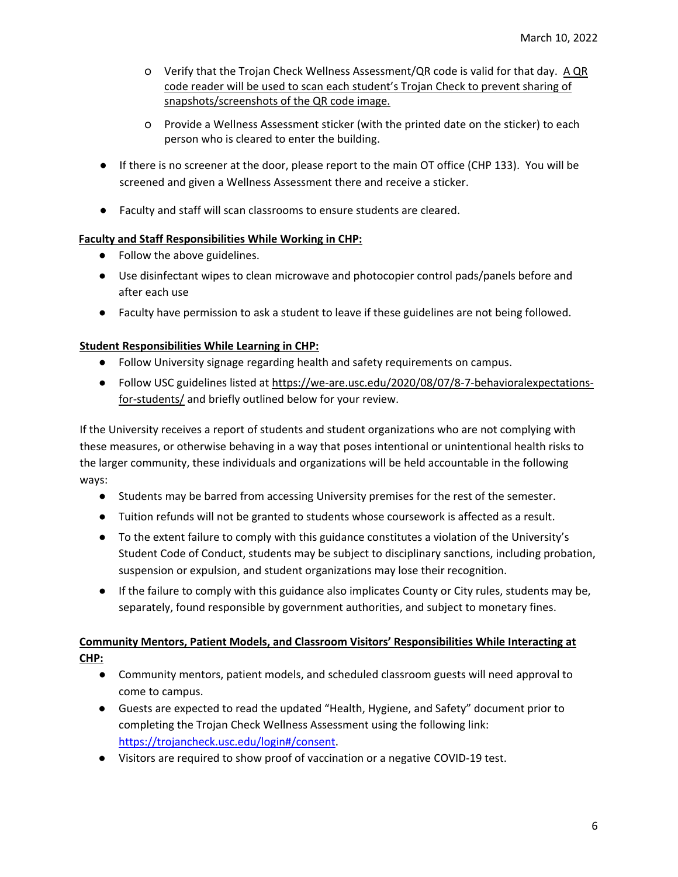- Verify that the Trojan Check Wellness Assessment/QR code is valid for that day. A QR code reader will be used to scan each student's Trojan Check to prevent sharing of snapshots/screenshots of the QR code image.
    - Provide a Wellness Assessment sticker (with the printed date on the sticker) to each person who is cleared to enter the building.
- If there is no screener at the door, please report to the main OT office (CHP 133). You will be screened and given a Wellness Assessment there and receive a sticker.
- Faculty and staff will scan classrooms to ensure students are cleared.

**Faculty and Staff Responsibilities While Working in CHP:**

- Follow the above guidelines.
- Use disinfectant wipes to clean microwave and photocopier control pads/panels before and after each use
- Faculty have permission to ask a student to leave if these guidelines are not being followed.

**Student Responsibilities While Learning in CHP:**

- Follow University signage regarding health and safety requirements on campus.
- Follow USC guidelines listed at https://we-are.usc.edu/2020/08/07/8-7-behavioralexpectations-for-students/ and briefly outlined below for your review.

If the University receives a report of students and student organizations who are not complying with these measures, or otherwise behaving in a way that poses intentional or unintentional health risks to the larger community, these individuals and organizations will be held accountable in the following ways:

- Students may be barred from accessing University premises for the rest of the semester.
- Tuition refunds will not be granted to students whose coursework is affected as a result.
- To the extent failure to comply with this guidance constitutes a violation of the University's Student Code of Conduct, students may be subject to disciplinary sanctions, including probation, suspension or expulsion, and student organizations may lose their recognition.
- If the failure to comply with this guidance also implicates County or City rules, students may be, separately, found responsible by government authorities, and subject to monetary fines.

**Community Mentors, Patient Models, and Classroom Visitors' Responsibilities While Interacting at CHP:**

- Community mentors, patient models, and scheduled classroom guests will need approval to come to campus.
- Guests are expected to read the updated "Health, Hygiene, and Safety" document prior to completing the Trojan Check Wellness Assessment using the following link: https://trojancheck.usc.edu/login#/consent.
- Visitors are required to show proof of vaccination or a negative COVID-19 test.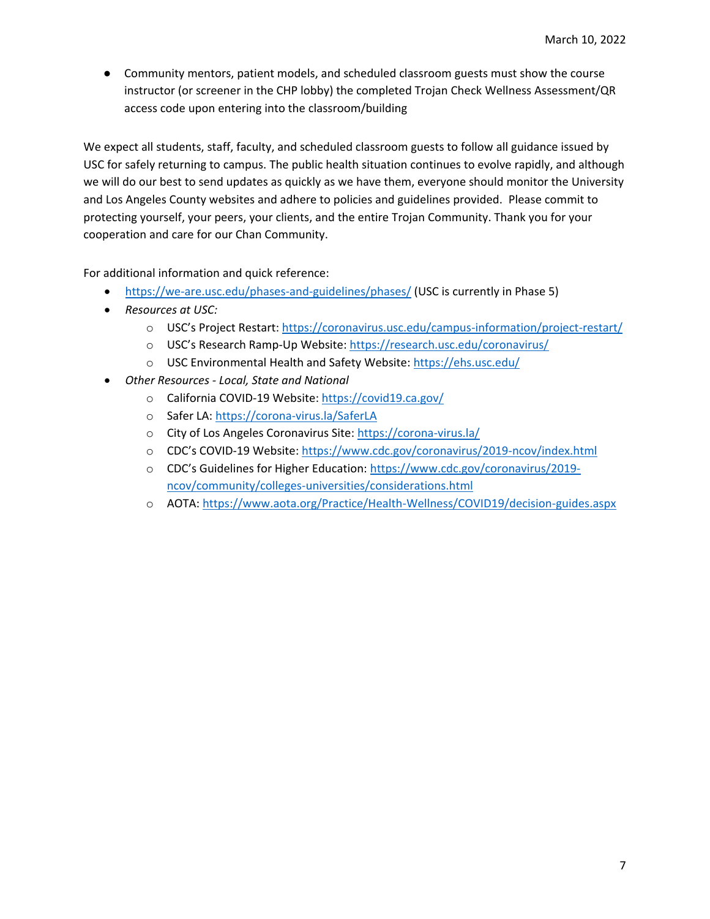- Community mentors, patient models, and scheduled classroom guests must show the course instructor (or screener in the CHP lobby) the completed Trojan Check Wellness Assessment/QR access code upon entering into the classroom/building

We expect all students, staff, faculty, and scheduled classroom guests to follow all guidance issued by USC for safely returning to campus. The public health situation continues to evolve rapidly, and although we will do our best to send updates as quickly as we have them, everyone should monitor the University and Los Angeles County websites and adhere to policies and guidelines provided. Please commit to protecting yourself, your peers, your clients, and the entire Trojan Community. Thank you for your cooperation and care for our Chan Community.

For additional information and quick reference:

- https://we-are.usc.edu/phases-and-guidelines/phases/ (USC is currently in Phase 5)
- *Resources at USC:*
  - USC's Project Restart: https://coronavirus.usc.edu/campus-information/project-restart/
  - USC's Research Ramp-Up Website: https://research.usc.edu/coronavirus/
  - USC Environmental Health and Safety Website: https://ehs.usc.edu/
- *Other Resources - Local, State and National*
  - California COVID-19 Website: https://covid19.ca.gov/
  - Safer LA: https://corona-virus.la/SaferLA
  - City of Los Angeles Coronavirus Site: https://corona-virus.la/
  - CDC's COVID-19 Website: https://www.cdc.gov/coronavirus/2019-ncov/index.html
  - CDC's Guidelines for Higher Education: https://www.cdc.gov/coronavirus/2019-ncov/community/colleges-universities/considerations.html
  - AOTA: https://www.aota.org/Practice/Health-Wellness/COVID19/decision-guides.aspx